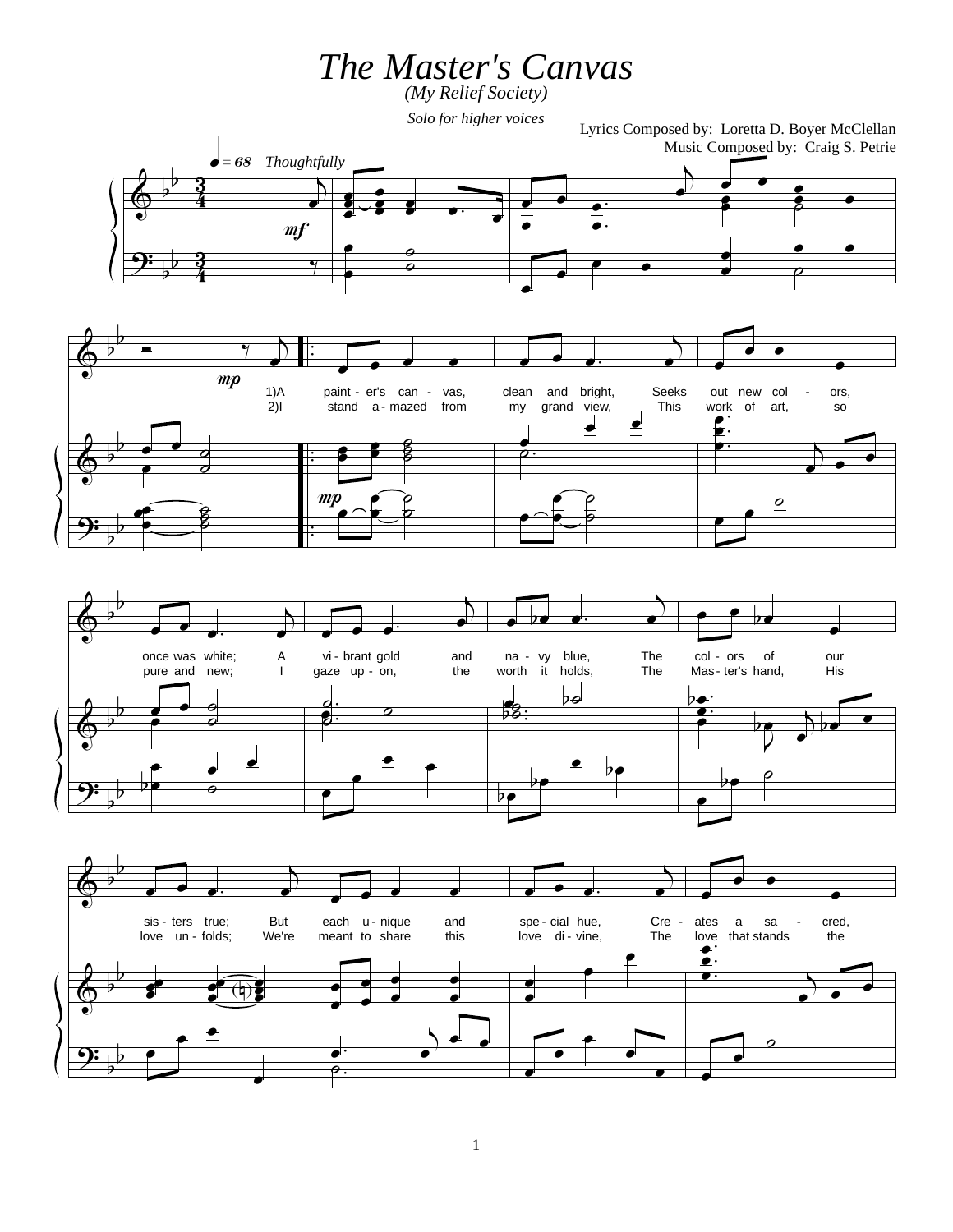# The Master's Canvas

*(My Relief Society)*

*Solo for higher voices*

Lyrics Composed by: Loretta D. Boyer McClellan
Music Composed by: Craig S. Petrie

♩ = 68 *Thoughtfully*

1) A painter's canvas, clean and bright, Seeks out new colors, once was white; A vibrant gold and navy blue, The colors of our sisters true; But each unique and special hue, Creates a sacred,

2) I stand amazed from my grand view, This work of art, so pure and new; I gaze upon, the worth it holds, The Master's hand, His love unfolds; We're meant to share this love divine, The love that stands the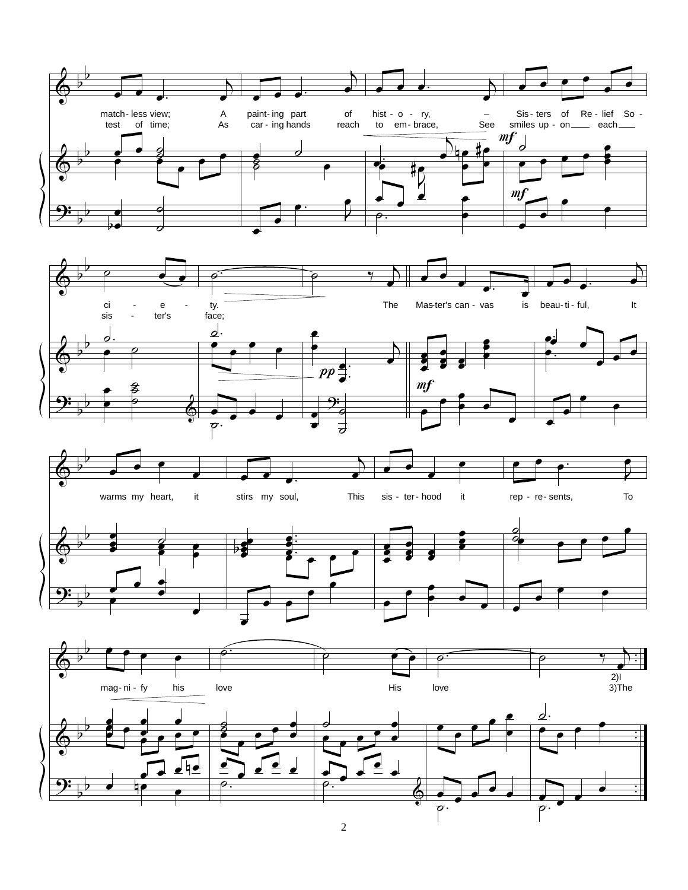match- less view; A paint- ing part of hist - o - ry, – Sis- ters of Re - lief So -

test of time; As car - ing hands reach to em- brace, See smiles up - on each

*mf*

ci - e - ty. The Mas-ter's can - vas is beau- ti - ful, It

sis - ter's face;

*pp*

*mf*

warms my heart, it stirs my soul, This sis - ter- hood it rep - re- sents, To

mag- ni - fy his love His love 2)I

3)The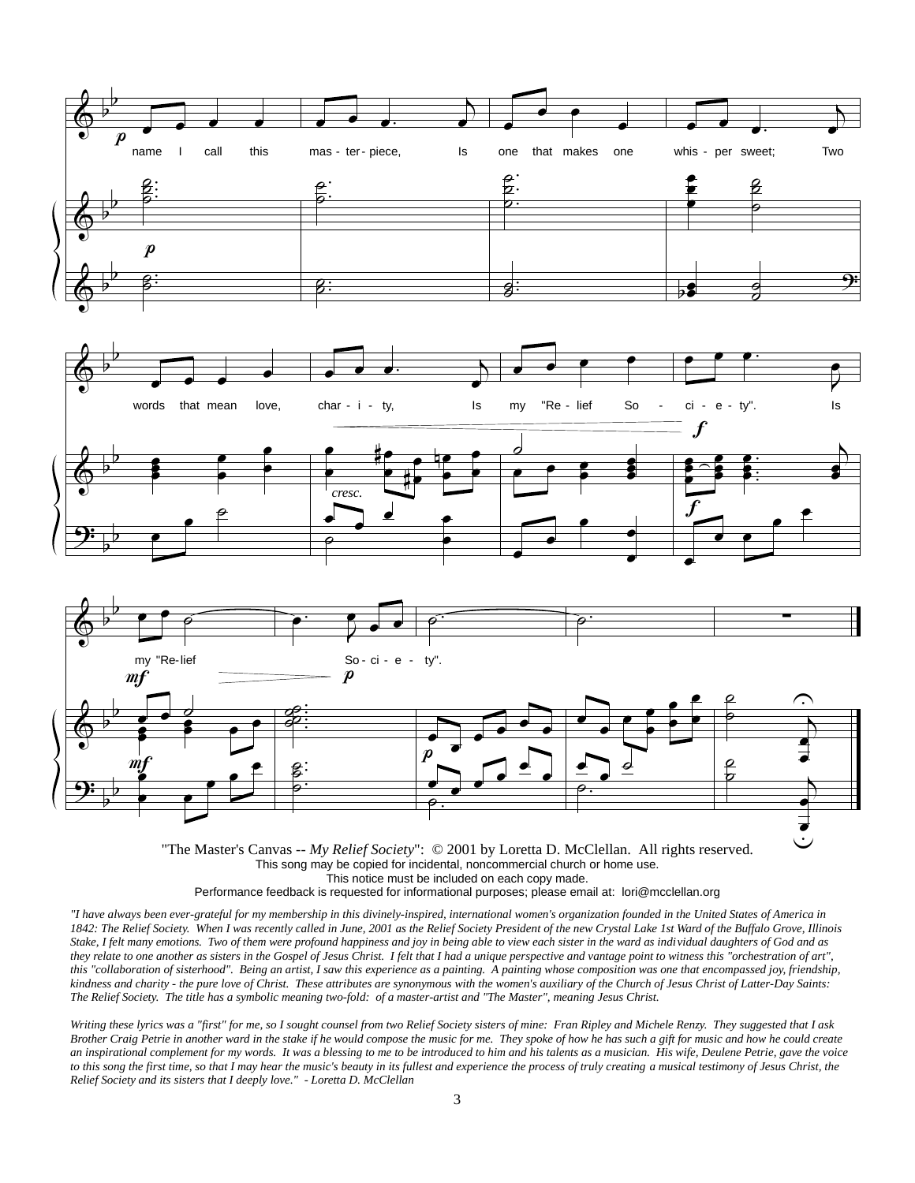"The Master's Canvas -- *My Relief Society*": © 2001 by Loretta D. McClellan. All rights reserved.
This song may be copied for incidental, noncommercial church or home use.
This notice must be included on each copy made.
Performance feedback is requested for informational purposes; please email at: lori@mcclellan.org

*"I have always been ever-grateful for my membership in this divinely-inspired, international women's organization founded in the United States of America in 1842: The Relief Society. When I was recently called in June, 2001 as the Relief Society President of the new Crystal Lake 1st Ward of the Buffalo Grove, Illinois Stake, I felt many emotions. Two of them were profound happiness and joy in being able to view each sister in the ward as individual daughters of God and as they relate to one another as sisters in the Gospel of Jesus Christ. I felt that I had a unique perspective and vantage point to witness this "orchestration of art", this "collaboration of sisterhood". Being an artist, I saw this experience as a painting. A painting whose composition was one that encompassed joy, friendship, kindness and charity - the pure love of Christ. These attributes are synonymous with the women's auxiliary of the Church of Jesus Christ of Latter-Day Saints: The Relief Society. The title has a symbolic meaning two-fold: of a master-artist and "The Master", meaning Jesus Christ.*

*Writing these lyrics was a "first" for me, so I sought counsel from two Relief Society sisters of mine: Fran Ripley and Michele Renzy. They suggested that I ask Brother Craig Petrie in another ward in the stake if he would compose the music for me. They spoke of how he has such a gift for music and how he could create an inspirational complement for my words. It was a blessing to me to be introduced to him and his talents as a musician. His wife, Deulene Petrie, gave the voice to this song the first time, so that I may hear the music's beauty in its fullest and experience the process of truly creating a musical testimony of Jesus Christ, the Relief Society and its sisters that I deeply love." - Loretta D. McClellan*